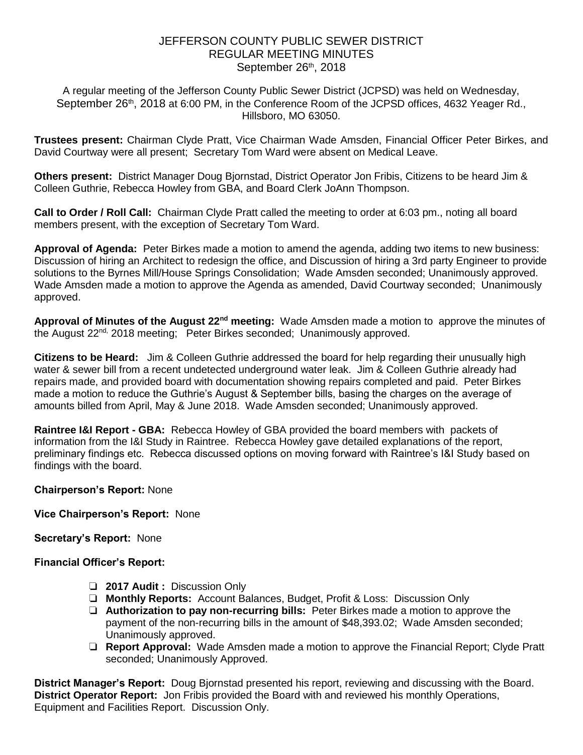# JEFFERSON COUNTY PUBLIC SEWER DISTRICT
## REGULAR MEETING MINUTES
### September 26th, 2018

A regular meeting of the Jefferson County Public Sewer District (JCPSD) was held on Wednesday, September 26th, 2018 at 6:00 PM, in the Conference Room of the JCPSD offices, 4632 Yeager Rd., Hillsboro, MO 63050.

**Trustees present:** Chairman Clyde Pratt, Vice Chairman Wade Amsden, Financial Officer Peter Birkes, and David Courtway were all present; Secretary Tom Ward were absent on Medical Leave.

**Others present:** District Manager Doug Bjornstad, District Operator Jon Fribis, Citizens to be heard Jim & Colleen Guthrie, Rebecca Howley from GBA, and Board Clerk JoAnn Thompson.

**Call to Order / Roll Call:** Chairman Clyde Pratt called the meeting to order at 6:03 pm., noting all board members present, with the exception of Secretary Tom Ward.

**Approval of Agenda:** Peter Birkes made a motion to amend the agenda, adding two items to new business: Discussion of hiring an Architect to redesign the office, and Discussion of hiring a 3rd party Engineer to provide solutions to the Byrnes Mill/House Springs Consolidation; Wade Amsden seconded; Unanimously approved. Wade Amsden made a motion to approve the Agenda as amended, David Courtway seconded; Unanimously approved.

**Approval of Minutes of the August 22nd meeting:** Wade Amsden made a motion to approve the minutes of the August 22nd, 2018 meeting; Peter Birkes seconded; Unanimously approved.

**Citizens to be Heard:** Jim & Colleen Guthrie addressed the board for help regarding their unusually high water & sewer bill from a recent undetected underground water leak. Jim & Colleen Guthrie already had repairs made, and provided board with documentation showing repairs completed and paid. Peter Birkes made a motion to reduce the Guthrie's August & September bills, basing the charges on the average of amounts billed from April, May & June 2018. Wade Amsden seconded; Unanimously approved.

**Raintree I&I Report - GBA:** Rebecca Howley of GBA provided the board members with packets of information from the I&I Study in Raintree. Rebecca Howley gave detailed explanations of the report, preliminary findings etc. Rebecca discussed options on moving forward with Raintree's I&I Study based on findings with the board.

**Chairperson's Report:** None

**Vice Chairperson's Report:** None

**Secretary's Report:** None

**Financial Officer's Report:**

- **2017 Audit :** Discussion Only
- **Monthly Reports:** Account Balances, Budget, Profit & Loss: Discussion Only
- **Authorization to pay non-recurring bills:** Peter Birkes made a motion to approve the payment of the non-recurring bills in the amount of $48,393.02; Wade Amsden seconded; Unanimously approved.
- **Report Approval:** Wade Amsden made a motion to approve the Financial Report; Clyde Pratt seconded; Unanimously Approved.

**District Manager's Report:** Doug Bjornstad presented his report, reviewing and discussing with the Board.
**District Operator Report:** Jon Fribis provided the Board with and reviewed his monthly Operations, Equipment and Facilities Report. Discussion Only.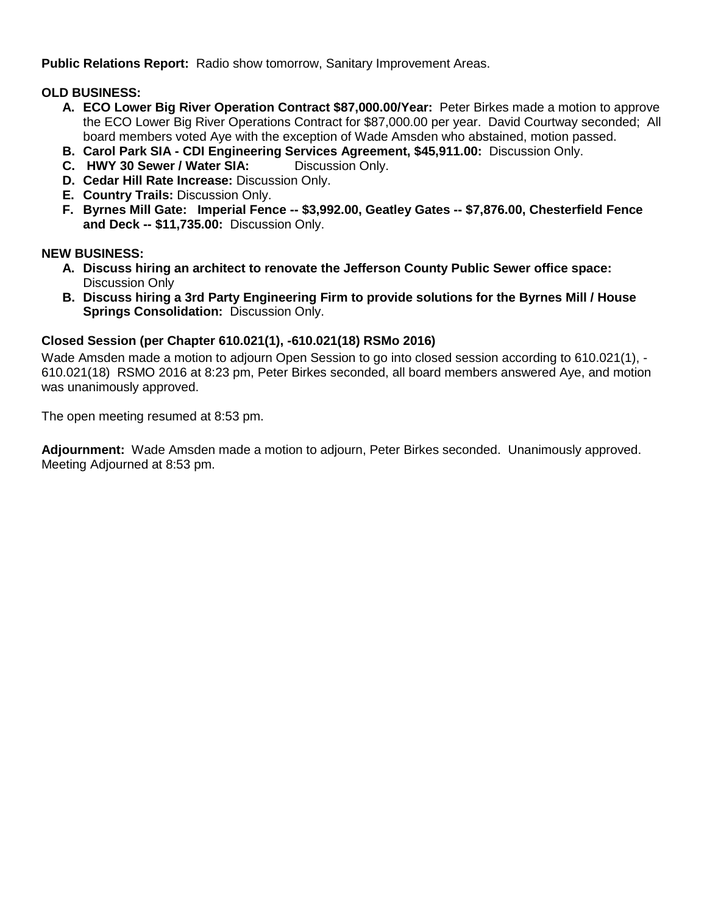**Public Relations Report:** Radio show tomorrow, Sanitary Improvement Areas.

**OLD BUSINESS:**

- **A. ECO Lower Big River Operation Contract $87,000.00/Year:** Peter Birkes made a motion to approve the ECO Lower Big River Operations Contract for $87,000.00 per year. David Courtway seconded; All board members voted Aye with the exception of Wade Amsden who abstained, motion passed.
- **B. Carol Park SIA - CDI Engineering Services Agreement, $45,911.00:** Discussion Only.
- **C. HWY 30 Sewer / Water SIA:** Discussion Only.
- **D. Cedar Hill Rate Increase:** Discussion Only.
- **E. Country Trails:** Discussion Only.
- **F. Byrnes Mill Gate: Imperial Fence -- $3,992.00, Geatley Gates -- $7,876.00, Chesterfield Fence and Deck -- $11,735.00:** Discussion Only.

**NEW BUSINESS:**

- **A. Discuss hiring an architect to renovate the Jefferson County Public Sewer office space:** Discussion Only
- **B. Discuss hiring a 3rd Party Engineering Firm to provide solutions for the Byrnes Mill / House Springs Consolidation:** Discussion Only.

**Closed Session (per Chapter 610.021(1), -610.021(18) RSMo 2016)**

Wade Amsden made a motion to adjourn Open Session to go into closed session according to 610.021(1), -610.021(18) RSMO 2016 at 8:23 pm, Peter Birkes seconded, all board members answered Aye, and motion was unanimously approved.

The open meeting resumed at 8:53 pm.

**Adjournment:** Wade Amsden made a motion to adjourn, Peter Birkes seconded. Unanimously approved. Meeting Adjourned at 8:53 pm.